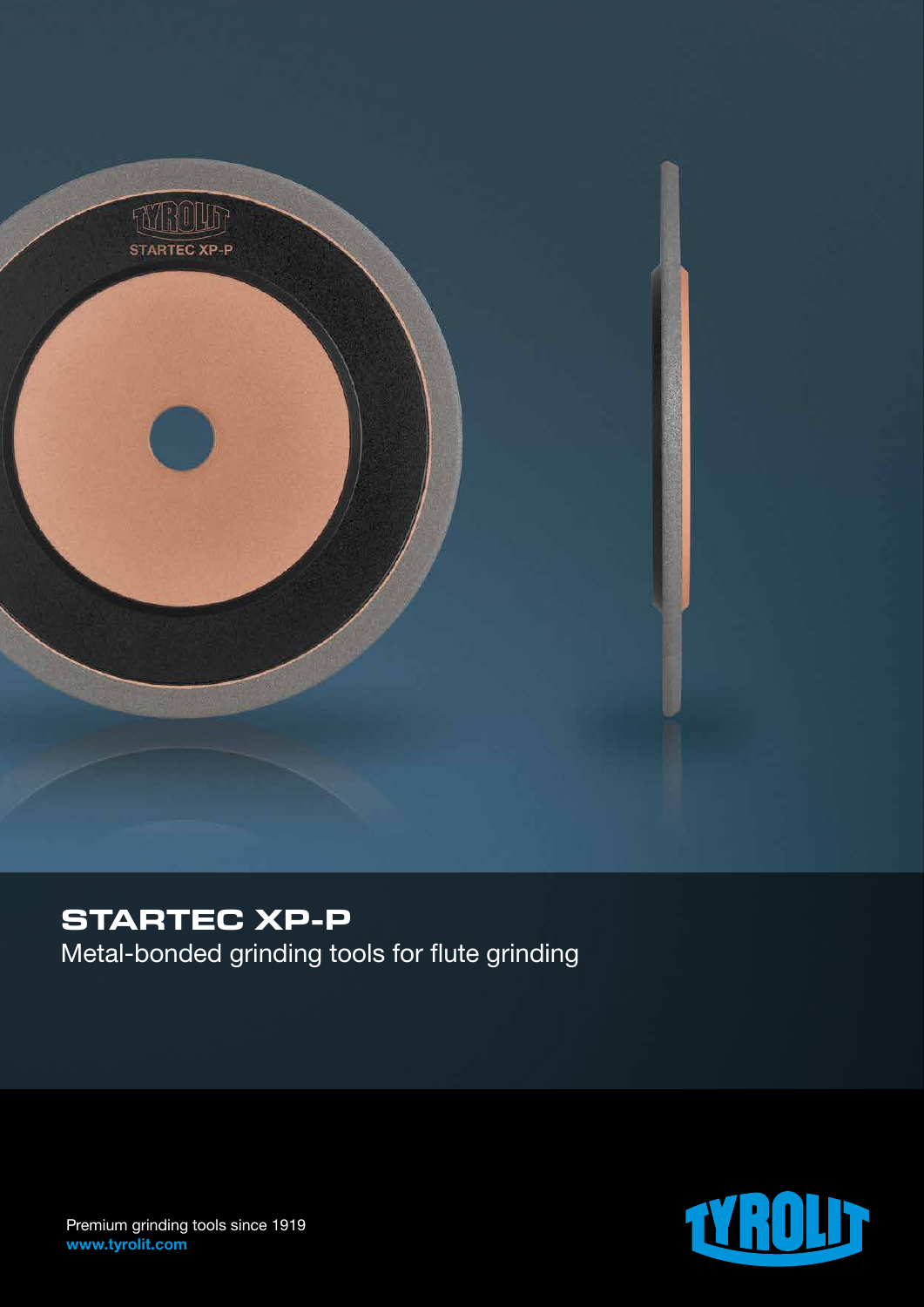# STARTEC XP-P

Metal-bonded grinding tools for flute grinding

Premium grinding tools since 1919
**www.tyrolit.com**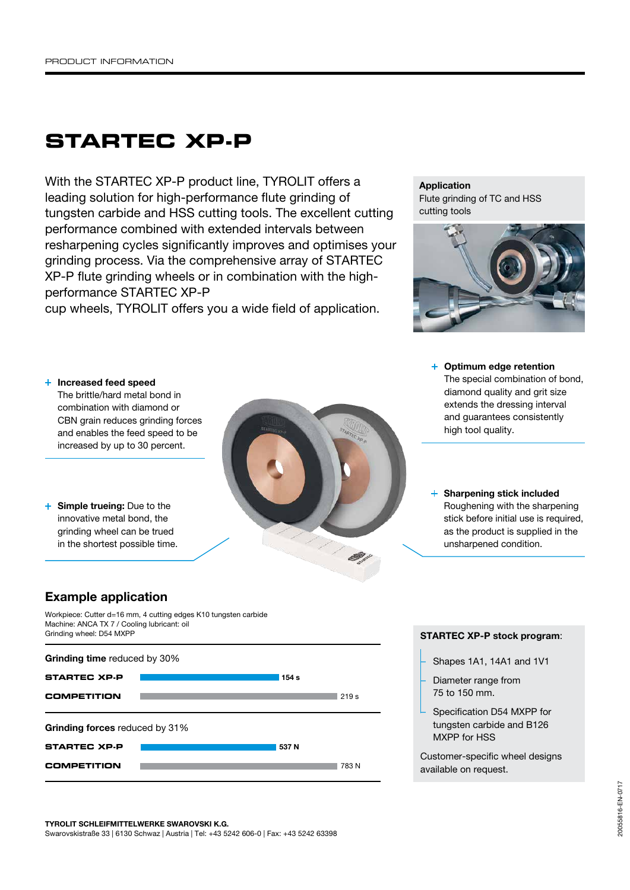# STARTEC XP-P

With the STARTEC XP-P product line, TYROLIT offers a leading solution for high-performance flute grinding of tungsten carbide and HSS cutting tools. The excellent cutting performance combined with extended intervals between resharpening cycles significantly improves and optimises your grinding process. Via the comprehensive array of STARTEC XP-P flute grinding wheels or in combination with the high-performance STARTEC XP-P cup wheels, TYROLIT offers you a wide field of application.

**Application**
Flute grinding of TC and HSS cutting tools

**+ Increased feed speed**
The brittle/hard metal bond in combination with diamond or CBN grain reduces grinding forces and enables the feed speed to be increased by up to 30 percent.

**+ Simple trueing:** Due to the innovative metal bond, the grinding wheel can be trued in the shortest possible time.

**+ Optimum edge retention**
The special combination of bond, diamond quality and grit size extends the dressing interval and guarantees consistently high tool quality.

**+ Sharpening stick included**
Roughening with the sharpening stick before initial use is required, as the product is supplied in the unsharpened condition.

## Example application

Workpiece: Cutter d=16 mm, 4 cutting edges K10 tungsten carbide
Machine: ANCA TX 7 / Cooling lubricant: oil
Grinding wheel: D54 MXPP

**Grinding time** reduced by 30%

STARTEC XP-P 154 s
COMPETITION 219 s

**Grinding forces** reduced by 31%

STARTEC XP-P 537 N
COMPETITION 783 N

**STARTEC XP-P stock program:**

- Shapes 1A1, 14A1 and 1V1
- Diameter range from 75 to 150 mm.
- Specification D54 MXPP for tungsten carbide and B126 MXPP for HSS

Customer-specific wheel designs available on request.

**TYROLIT SCHLEIFMITTELWERKE SWAROVSKI K.G.**
Swarovskistraße 33 | 6130 Schwaz | Austria | Tel: +43 5242 606-0 | Fax: +43 5242 63398

20055816-EN-0717